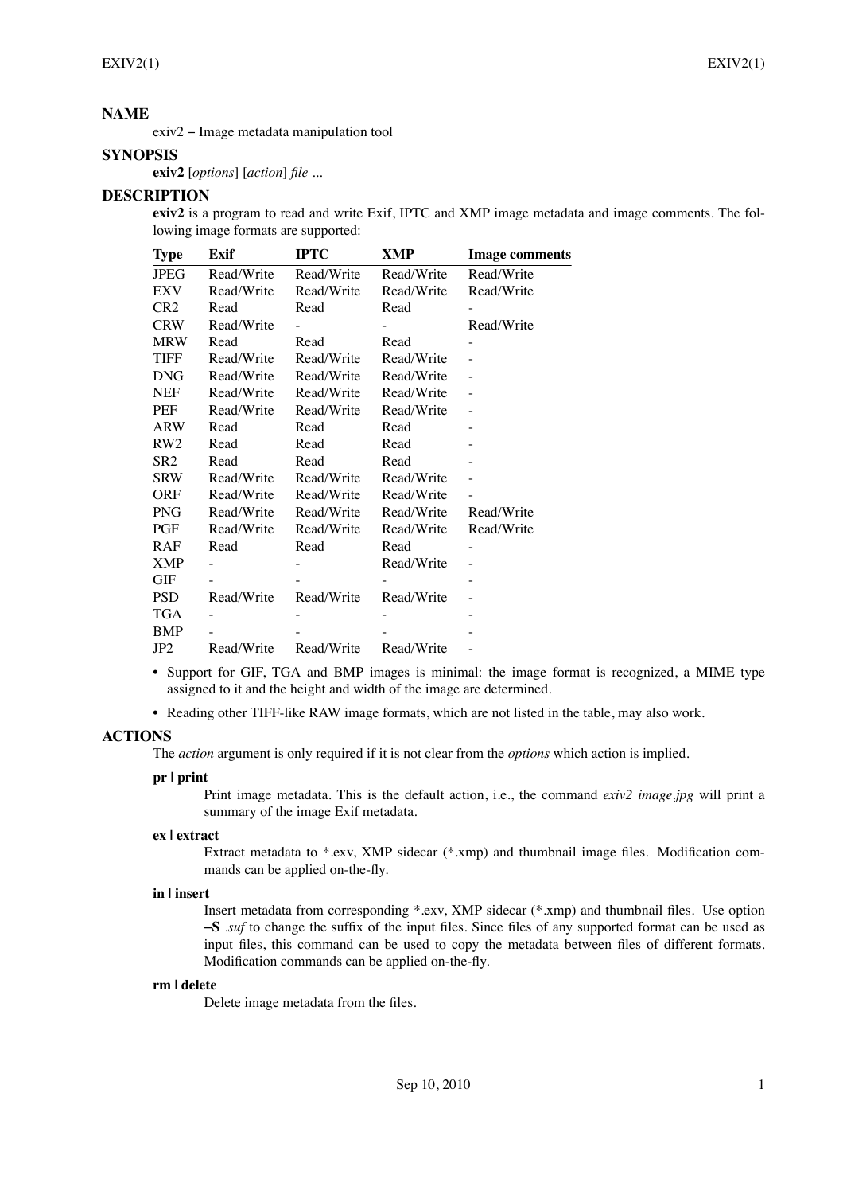## NAME

exiv2 – Image metadata manipulation tool

## SYNOPSIS

**exiv2** [*options*] [*action*] *file* ...

## DESCRIPTION

**exiv2** is a program to read and write Exif, IPTC and XMP image metadata and image comments. The following image formats are supported:

| Type | Exif | IPTC | XMP | Image comments |
|---|---|---|---|---|
| JPEG | Read/Write | Read/Write | Read/Write | Read/Write |
| EXV | Read/Write | Read/Write | Read/Write | Read/Write |
| CR2 | Read | Read | Read | - |
| CRW | Read/Write | - | - | Read/Write |
| MRW | Read | Read | Read | - |
| TIFF | Read/Write | Read/Write | Read/Write | - |
| DNG | Read/Write | Read/Write | Read/Write | - |
| NEF | Read/Write | Read/Write | Read/Write | - |
| PEF | Read/Write | Read/Write | Read/Write | - |
| ARW | Read | Read | Read | - |
| RW2 | Read | Read | Read | - |
| SR2 | Read | Read | Read | - |
| SRW | Read/Write | Read/Write | Read/Write | - |
| ORF | Read/Write | Read/Write | Read/Write | - |
| PNG | Read/Write | Read/Write | Read/Write | Read/Write |
| PGF | Read/Write | Read/Write | Read/Write | Read/Write |
| RAF | Read | Read | Read | - |
| XMP | - | - | Read/Write | - |
| GIF | - | - | - | - |
| PSD | Read/Write | Read/Write | Read/Write | - |
| TGA | - | - | - | - |
| BMP | - | - | - | - |
| JP2 | Read/Write | Read/Write | Read/Write | - |

- Support for GIF, TGA and BMP images is minimal: the image format is recognized, a MIME type assigned to it and the height and width of the image are determined.
- Reading other TIFF-like RAW image formats, which are not listed in the table, may also work.

## ACTIONS

The *action* argument is only required if it is not clear from the *options* which action is implied.

**pr | print**

Print image metadata. This is the default action, i.e., the command *exiv2 image.jpg* will print a summary of the image Exif metadata.

**ex | extract**

Extract metadata to *.exv, XMP sidecar (*.xmp) and thumbnail image files. Modification commands can be applied on-the-fly.

**in | insert**

Insert metadata from corresponding *.exv, XMP sidecar (*.xmp) and thumbnail files. Use option **–S** *.suf* to change the suffix of the input files. Since files of any supported format can be used as input files, this command can be used to copy the metadata between files of different formats. Modification commands can be applied on-the-fly.

**rm | delete**

Delete image metadata from the files.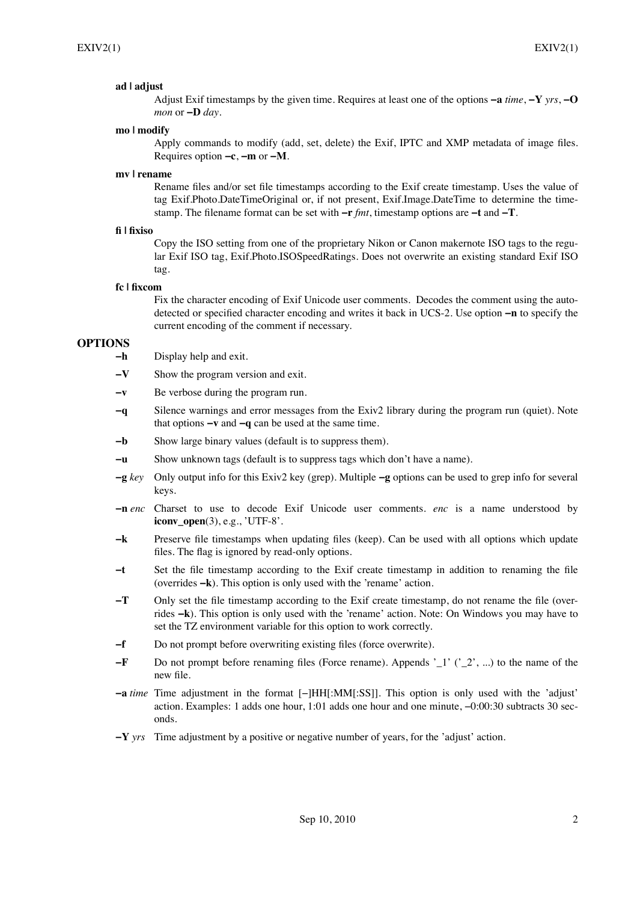**ad | adjust**
: Adjust Exif timestamps by the given time. Requires at least one of the options **−a** *time*, **−Y** *yrs*, **−O** *mon* or **−D** *day*.

**mo | modify**
: Apply commands to modify (add, set, delete) the Exif, IPTC and XMP metadata of image files. Requires option **−c**, **−m** or **−M**.

**mv | rename**
: Rename files and/or set file timestamps according to the Exif create timestamp. Uses the value of tag Exif.Photo.DateTimeOriginal or, if not present, Exif.Image.DateTime to determine the timestamp. The filename format can be set with **−r** *fmt*, timestamp options are **−t** and **−T**.

**fi | fixiso**
: Copy the ISO setting from one of the proprietary Nikon or Canon makernote ISO tags to the regular Exif ISO tag, Exif.Photo.ISOSpeedRatings. Does not overwrite an existing standard Exif ISO tag.

**fc | fixcom**
: Fix the character encoding of Exif Unicode user comments. Decodes the comment using the auto-detected or specified character encoding and writes it back in UCS-2. Use option **−n** to specify the current encoding of the comment if necessary.

## OPTIONS

**−h**
: Display help and exit.

**−V**
: Show the program version and exit.

**−v**
: Be verbose during the program run.

**−q**
: Silence warnings and error messages from the Exiv2 library during the program run (quiet). Note that options **−v** and **−q** can be used at the same time.

**−b**
: Show large binary values (default is to suppress them).

**−u**
: Show unknown tags (default is to suppress tags which don't have a name).

**−g** *key*
: Only output info for this Exiv2 key (grep). Multiple **−g** options can be used to grep info for several keys.

**−n** *enc*
: Charset to use to decode Exif Unicode user comments. *enc* is a name understood by **iconv_open**(3), e.g., 'UTF-8'.

**−k**
: Preserve file timestamps when updating files (keep). Can be used with all options which update files. The flag is ignored by read-only options.

**−t**
: Set the file timestamp according to the Exif create timestamp in addition to renaming the file (overrides **−k**). This option is only used with the 'rename' action.

**−T**
: Only set the file timestamp according to the Exif create timestamp, do not rename the file (overrides **−k**). This option is only used with the 'rename' action. Note: On Windows you may have to set the TZ environment variable for this option to work correctly.

**−f**
: Do not prompt before overwriting existing files (force overwrite).

**−F**
: Do not prompt before renaming files (Force rename). Appends '_1' ('_2', ...) to the name of the new file.

**−a** *time*
: Time adjustment in the format [−]HH[:MM[:SS]]. This option is only used with the 'adjust' action. Examples: 1 adds one hour, 1:01 adds one hour and one minute, −0:00:30 subtracts 30 seconds.

**−Y** *yrs*
: Time adjustment by a positive or negative number of years, for the 'adjust' action.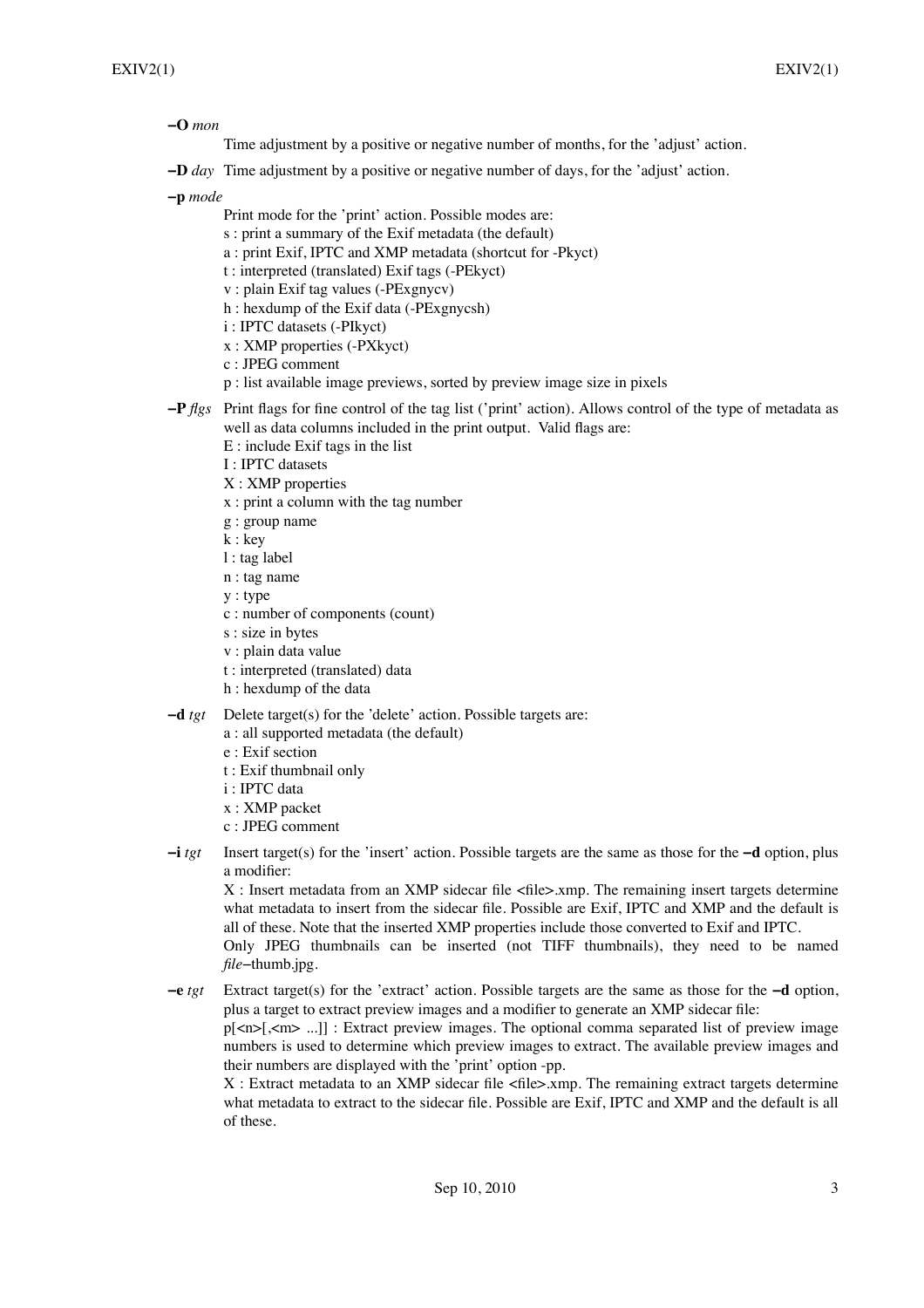**−O** *mon*
: Time adjustment by a positive or negative number of months, for the 'adjust' action.

**−D** *day*
: Time adjustment by a positive or negative number of days, for the 'adjust' action.

**−p** *mode*
: Print mode for the 'print' action. Possible modes are:
  s : print a summary of the Exif metadata (the default)
  a : print Exif, IPTC and XMP metadata (shortcut for -Pkyct)
  t : interpreted (translated) Exif tags (-PEkyct)
  v : plain Exif tag values (-PExgnycv)
  h : hexdump of the Exif data (-PExgnycsh)
  i : IPTC datasets (-PIkyct)
  x : XMP properties (-PXkyct)
  c : JPEG comment
  p : list available image previews, sorted by preview image size in pixels

**−P** *flgs*
: Print flags for fine control of the tag list ('print' action). Allows control of the type of metadata as well as data columns included in the print output. Valid flags are:
  E : include Exif tags in the list
  I : IPTC datasets
  X : XMP properties
  x : print a column with the tag number
  g : group name
  k : key
  l : tag label
  n : tag name
  y : type
  c : number of components (count)
  s : size in bytes
  v : plain data value
  t : interpreted (translated) data
  h : hexdump of the data

**−d** *tgt*
: Delete target(s) for the 'delete' action. Possible targets are:
  a : all supported metadata (the default)
  e : Exif section
  t : Exif thumbnail only
  i : IPTC data
  x : XMP packet
  c : JPEG comment

**−i** *tgt*
: Insert target(s) for the 'insert' action. Possible targets are the same as those for the **−d** option, plus a modifier:
  X : Insert metadata from an XMP sidecar file <file>.xmp. The remaining insert targets determine what metadata to insert from the sidecar file. Possible are Exif, IPTC and XMP and the default is all of these. Note that the inserted XMP properties include those converted to Exif and IPTC.
  Only JPEG thumbnails can be inserted (not TIFF thumbnails), they need to be named *file*−thumb.jpg.

**−e** *tgt*
: Extract target(s) for the 'extract' action. Possible targets are the same as those for the **−d** option, plus a target to extract preview images and a modifier to generate an XMP sidecar file:
  p[<n>[,<m> ...]] : Extract preview images. The optional comma separated list of preview image numbers is used to determine which preview images to extract. The available preview images and their numbers are displayed with the 'print' option -pp.
  X : Extract metadata to an XMP sidecar file <file>.xmp. The remaining extract targets determine what metadata to extract to the sidecar file. Possible are Exif, IPTC and XMP and the default is all of these.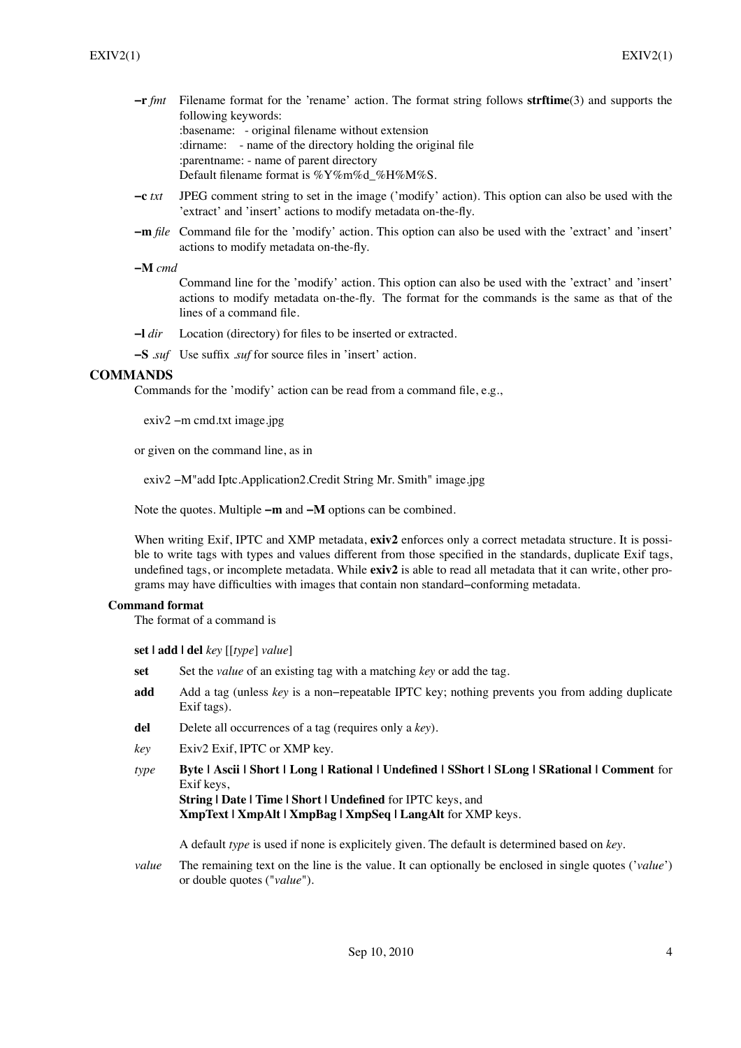**−r** *fmt* Filename format for the 'rename' action. The format string follows **strftime**(3) and supports the following keywords:
:basename: - original filename without extension
:dirname: - name of the directory holding the original file
:parentname: - name of parent directory
Default filename format is %Y%m%d_%H%M%S.

**−c** *txt* JPEG comment string to set in the image ('modify' action). This option can also be used with the 'extract' and 'insert' actions to modify metadata on-the-fly.

**−m** *file* Command file for the 'modify' action. This option can also be used with the 'extract' and 'insert' actions to modify metadata on-the-fly.

**−M** *cmd*
Command line for the 'modify' action. This option can also be used with the 'extract' and 'insert' actions to modify metadata on-the-fly. The format for the commands is the same as that of the lines of a command file.

**−l** *dir* Location (directory) for files to be inserted or extracted.

**−S** *.suf* Use suffix *.suf* for source files in 'insert' action.

## COMMANDS

Commands for the 'modify' action can be read from a command file, e.g.,

```
exiv2 −m cmd.txt image.jpg
```

or given on the command line, as in

```
exiv2 −M"add Iptc.Application2.Credit String Mr. Smith" image.jpg
```

Note the quotes. Multiple **−m** and **−M** options can be combined.

When writing Exif, IPTC and XMP metadata, **exiv2** enforces only a correct metadata structure. It is possible to write tags with types and values different from those specified in the standards, duplicate Exif tags, undefined tags, or incomplete metadata. While **exiv2** is able to read all metadata that it can write, other programs may have difficulties with images that contain non standard−conforming metadata.

### Command format

The format of a command is

**set | add | del** *key* [[*type*] *value*]

**set** Set the *value* of an existing tag with a matching *key* or add the tag.

**add** Add a tag (unless *key* is a non−repeatable IPTC key; nothing prevents you from adding duplicate Exif tags).

**del** Delete all occurrences of a tag (requires only a *key*).

*key* Exiv2 Exif, IPTC or XMP key.

*type* **Byte | Ascii | Short | Long | Rational | Undefined | SShort | SLong | SRational | Comment** for Exif keys,
**String | Date | Time | Short | Undefined** for IPTC keys, and
**XmpText | XmpAlt | XmpBag | XmpSeq | LangAlt** for XMP keys.

A default *type* is used if none is explicitely given. The default is determined based on *key*.

*value* The remaining text on the line is the value. It can optionally be enclosed in single quotes ('*value*') or double quotes ("*value*").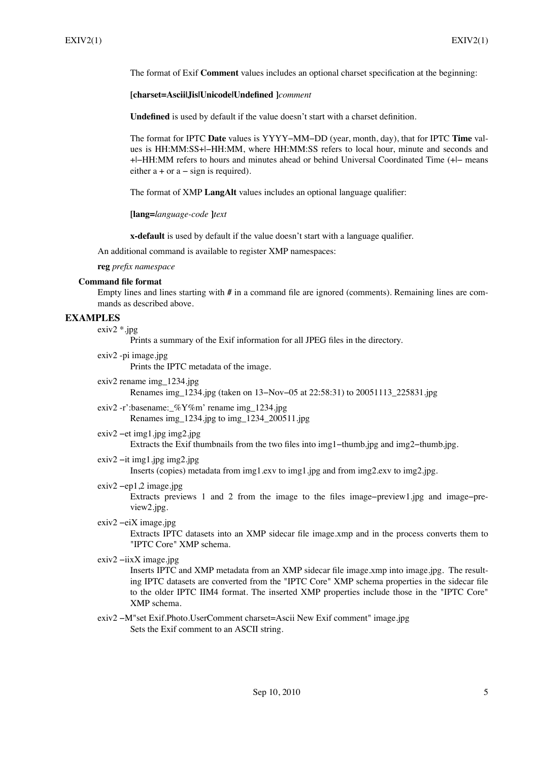The format of Exif **Comment** values includes an optional charset specification at the beginning:

**[charset=Ascii|Jis|Unicode|Undefined ]***comment*

**Undefined** is used by default if the value doesn't start with a charset definition.

The format for IPTC **Date** values is YYYY−MM−DD (year, month, day), that for IPTC **Time** values is HH:MM:SS+|−HH:MM, where HH:MM:SS refers to local hour, minute and seconds and +|−HH:MM refers to hours and minutes ahead or behind Universal Coordinated Time (+|− means either a + or a − sign is required).

The format of XMP **LangAlt** values includes an optional language qualifier:

**[lang=***language-code* **]***text*

**x-default** is used by default if the value doesn't start with a language qualifier.

An additional command is available to register XMP namespaces:

**reg** *prefix namespace*

### Command file format

Empty lines and lines starting with **#** in a command file are ignored (comments). Remaining lines are commands as described above.

## EXAMPLES

exiv2 *.jpg
: Prints a summary of the Exif information for all JPEG files in the directory.

exiv2 -pi image.jpg
: Prints the IPTC metadata of the image.

exiv2 rename img_1234.jpg
: Renames img_1234.jpg (taken on 13−Nov−05 at 22:58:31) to 20051113_225831.jpg

exiv2 -r':basename:_%Y%m' rename img_1234.jpg
: Renames img_1234.jpg to img_1234_200511.jpg

exiv2 −et img1.jpg img2.jpg
: Extracts the Exif thumbnails from the two files into img1−thumb.jpg and img2−thumb.jpg.

exiv2 −it img1.jpg img2.jpg
: Inserts (copies) metadata from img1.exv to img1.jpg and from img2.exv to img2.jpg.

exiv2 −ep1,2 image.jpg
: Extracts previews 1 and 2 from the image to the files image−preview1.jpg and image−preview2.jpg.

exiv2 −eiX image.jpg
: Extracts IPTC datasets into an XMP sidecar file image.xmp and in the process converts them to "IPTC Core" XMP schema.

exiv2 −iixX image.jpg
: Inserts IPTC and XMP metadata from an XMP sidecar file image.xmp into image.jpg. The resulting IPTC datasets are converted from the "IPTC Core" XMP schema properties in the sidecar file to the older IPTC IIM4 format. The inserted XMP properties include those in the "IPTC Core" XMP schema.

exiv2 −M"set Exif.Photo.UserComment charset=Ascii New Exif comment" image.jpg
: Sets the Exif comment to an ASCII string.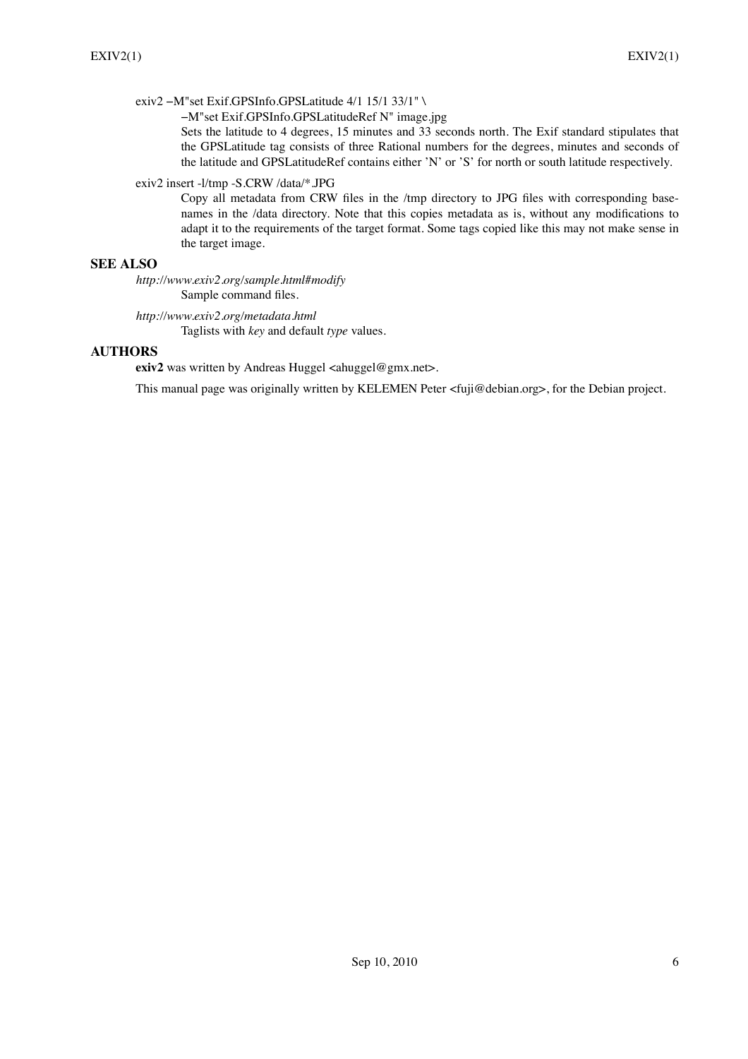exiv2 −M"set Exif.GPSInfo.GPSLatitude 4/1 15/1 33/1" \
−M"set Exif.GPSInfo.GPSLatitudeRef N" image.jpg

Sets the latitude to 4 degrees, 15 minutes and 33 seconds north. The Exif standard stipulates that the GPSLatitude tag consists of three Rational numbers for the degrees, minutes and seconds of the latitude and GPSLatitudeRef contains either 'N' or 'S' for north or south latitude respectively.

exiv2 insert -l/tmp -S.CRW /data/*.JPG

Copy all metadata from CRW files in the /tmp directory to JPG files with corresponding basenames in the /data directory. Note that this copies metadata as is, without any modifications to adapt it to the requirements of the target format. Some tags copied like this may not make sense in the target image.

## SEE ALSO

*http://www.exiv2.org/sample.html#modify*
Sample command files.

*http://www.exiv2.org/metadata.html*
Taglists with *key* and default *type* values.

## AUTHORS

**exiv2** was written by Andreas Huggel <ahuggel@gmx.net>.

This manual page was originally written by KELEMEN Peter <fuji@debian.org>, for the Debian project.